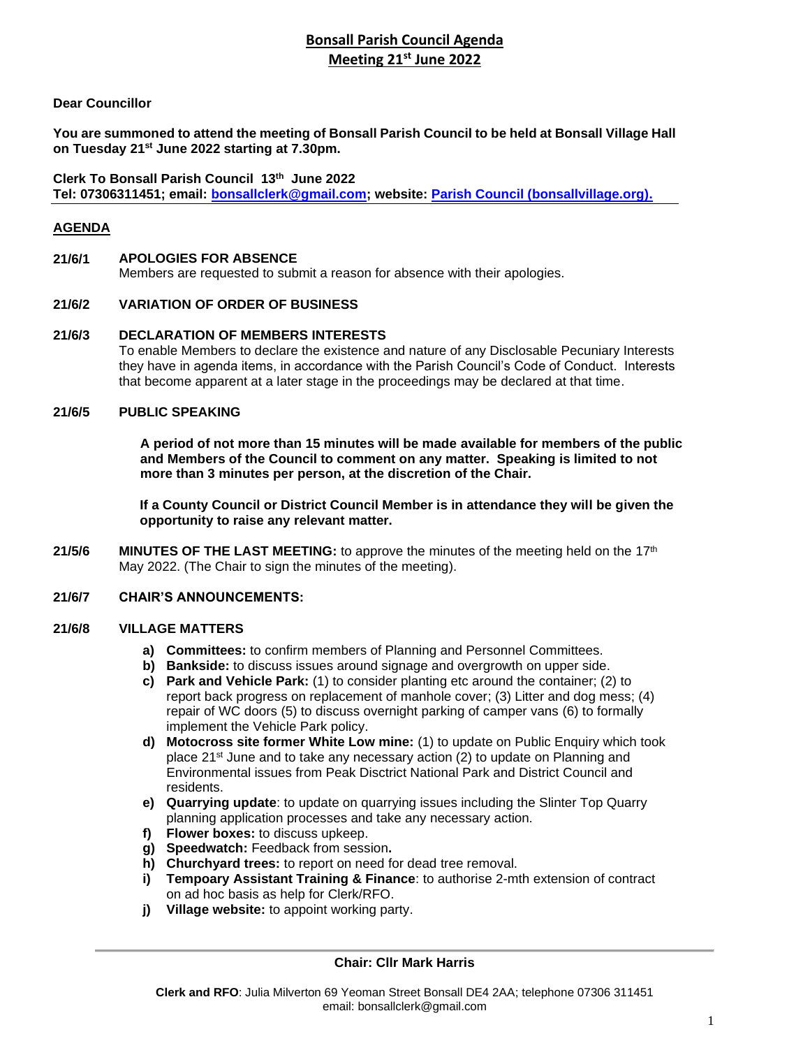# Bonsall Parish Council Agenda
## Meeting 21st June 2022

**Dear Councillor**

**You are summoned to attend the meeting of Bonsall Parish Council to be held at Bonsall Village Hall on Tuesday 21st June 2022 starting at 7.30pm.**

**Clerk To Bonsall Parish Council 13th June 2022**
**Tel: 07306311451; email: [bonsallclerk@gmail.com](mailto:bonsallclerk@gmail.com); website: [Parish Council (bonsallvillage.org).](#)**

---

**AGENDA**

**21/6/1 APOLOGIES FOR ABSENCE**
Members are requested to submit a reason for absence with their apologies.

**21/6/2 VARIATION OF ORDER OF BUSINESS**

**21/6/3 DECLARATION OF MEMBERS INTERESTS**
To enable Members to declare the existence and nature of any Disclosable Pecuniary Interests they have in agenda items, in accordance with the Parish Council's Code of Conduct. Interests that become apparent at a later stage in the proceedings may be declared at that time.

**21/6/5 PUBLIC SPEAKING**

**A period of not more than 15 minutes will be made available for members of the public and Members of the Council to comment on any matter. Speaking is limited to not more than 3 minutes per person, at the discretion of the Chair.**

**If a County Council or District Council Member is in attendance they will be given the opportunity to raise any relevant matter.**

**21/5/6 MINUTES OF THE LAST MEETING:** to approve the minutes of the meeting held on the 17th May 2022. (The Chair to sign the minutes of the meeting).

**21/6/7 CHAIR'S ANNOUNCEMENTS:**

**21/6/8 VILLAGE MATTERS**

- **a) Committees:** to confirm members of Planning and Personnel Committees.
- **b) Bankside:** to discuss issues around signage and overgrowth on upper side.
- **c) Park and Vehicle Park:** (1) to consider planting etc around the container; (2) to report back progress on replacement of manhole cover; (3) Litter and dog mess; (4) repair of WC doors (5) to discuss overnight parking of camper vans (6) to formally implement the Vehicle Park policy.
- **d) Motocross site former White Low mine:** (1) to update on Public Enquiry which took place 21st June and to take any necessary action (2) to update on Planning and Environmental issues from Peak Disctrict National Park and District Council and residents.
- **e) Quarrying update**: to update on quarrying issues including the Slinter Top Quarry planning application processes and take any necessary action.
- **f) Flower boxes:** to discuss upkeep.
- **g) Speedwatch:** Feedback from session**.**
- **h) Churchyard trees:** to report on need for dead tree removal.
- **i) Tempoary Assistant Training & Finance**: to authorise 2-mth extension of contract on ad hoc basis as help for Clerk/RFO.
- **j) Village website:** to appoint working party.

---

**Chair: Cllr Mark Harris**

**Clerk and RFO**: Julia Milverton 69 Yeoman Street Bonsall DE4 2AA; telephone 07306 311451
email: bonsallclerk@gmail.com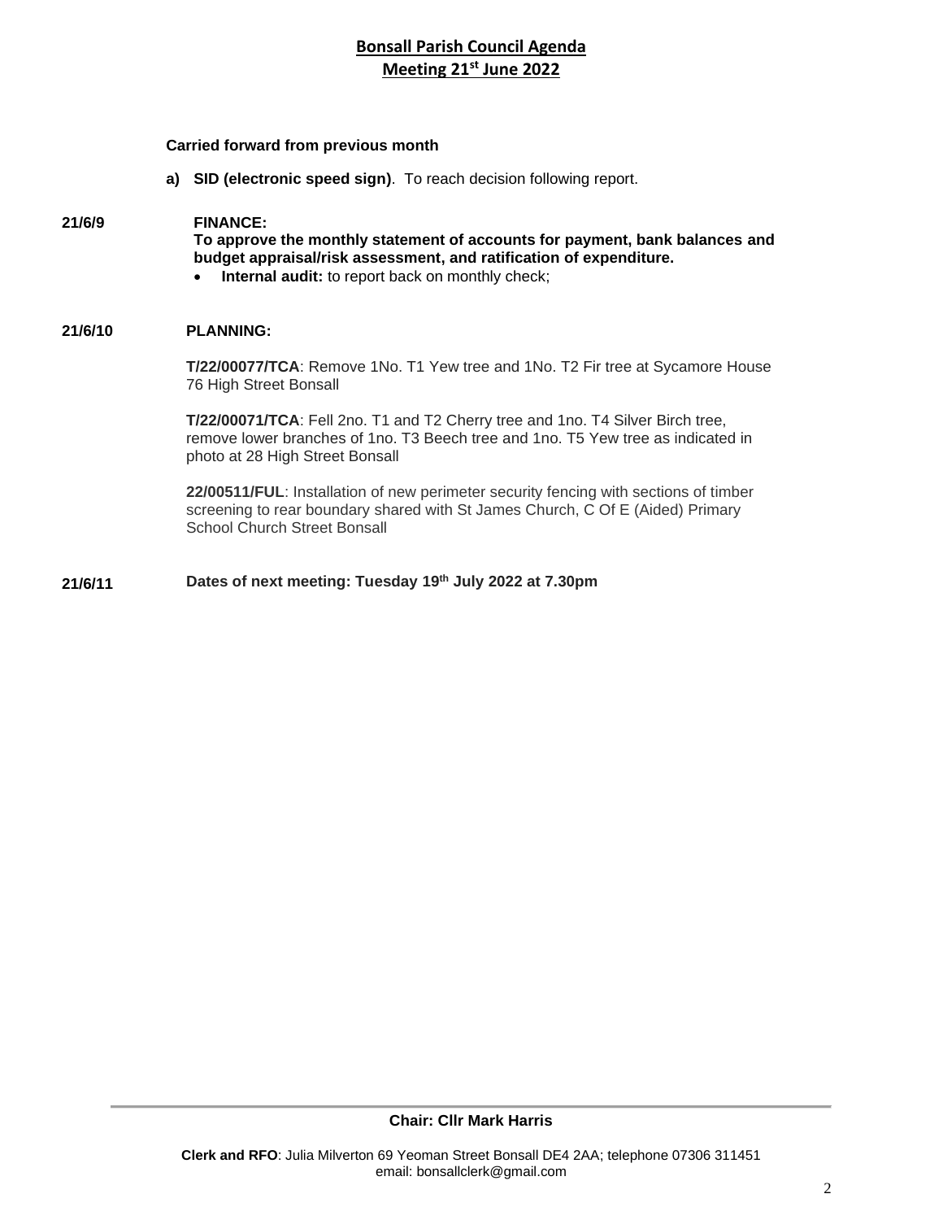## Bonsall Parish Council Agenda
## Meeting 21st June 2022

**Carried forward from previous month**

**a) SID (electronic speed sign)**. To reach decision following report.

**21/6/9** **FINANCE:**
**To approve the monthly statement of accounts for payment, bank balances and budget appraisal/risk assessment, and ratification of expenditure.**

- **Internal audit:** to report back on monthly check;

**21/6/10** **PLANNING:**

**T/22/00077/TCA**: Remove 1No. T1 Yew tree and 1No. T2 Fir tree at Sycamore House 76 High Street Bonsall

**T/22/00071/TCA**: Fell 2no. T1 and T2 Cherry tree and 1no. T4 Silver Birch tree, remove lower branches of 1no. T3 Beech tree and 1no. T5 Yew tree as indicated in photo at 28 High Street Bonsall

**22/00511/FUL**: Installation of new perimeter security fencing with sections of timber screening to rear boundary shared with St James Church, C Of E (Aided) Primary School Church Street Bonsall

**21/6/11** **Dates of next meeting: Tuesday 19th July 2022 at 7.30pm**

---

**Chair: Cllr Mark Harris**

**Clerk and RFO**: Julia Milverton 69 Yeoman Street Bonsall DE4 2AA; telephone 07306 311451 email: bonsallclerk@gmail.com